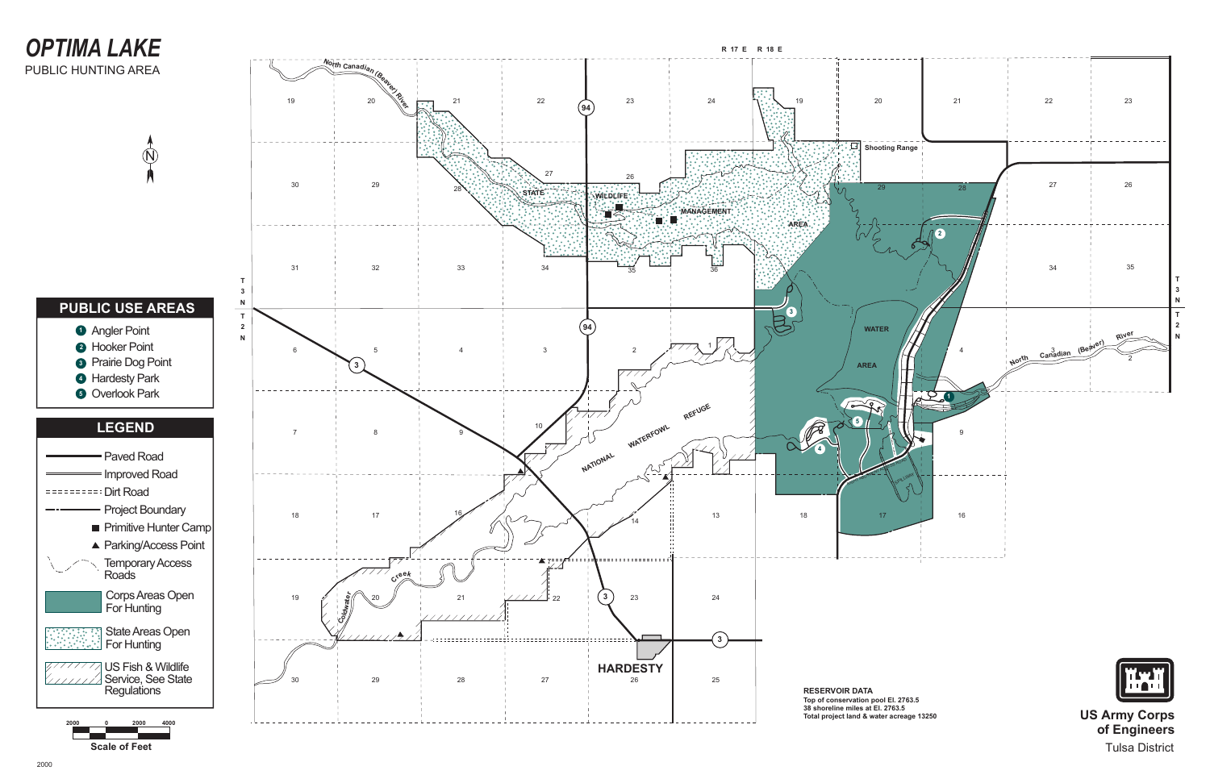# OPTIMA LAKE

PUBLIC HUNTING AREA

## PUBLIC USE AREAS

1. Angler Point
2. Hooker Point
3. Prairie Dog Point
4. Hardesty Park
5. Overlook Park

## LEGEND

- Paved Road
- Improved Road
- Dirt Road
- Project Boundary
- Primitive Hunter Camp
- Parking/Access Point
- Temporary Access Roads
- Corps Areas Open For Hunting
- State Areas Open For Hunting
- US Fish & Wildlife Service, See State Regulations

Scale of Feet: 2000 0 2000 4000

STATE WILDLIFE MANAGEMENT AREA

NATIONAL WATERFOWL REFUGE

WATER AREA

Shooting Range

North Canadian (Beaver) River

Coldwater Creek

HARDESTY

R 17 E R 18 E

T 3 N

T 2 N

**RESERVOIR DATA**
Top of conservation pool El. 2763.5
38 shoreline miles at El. 2763.5
Total project land & water acreage 13250

**US Army Corps of Engineers**
Tulsa District

2000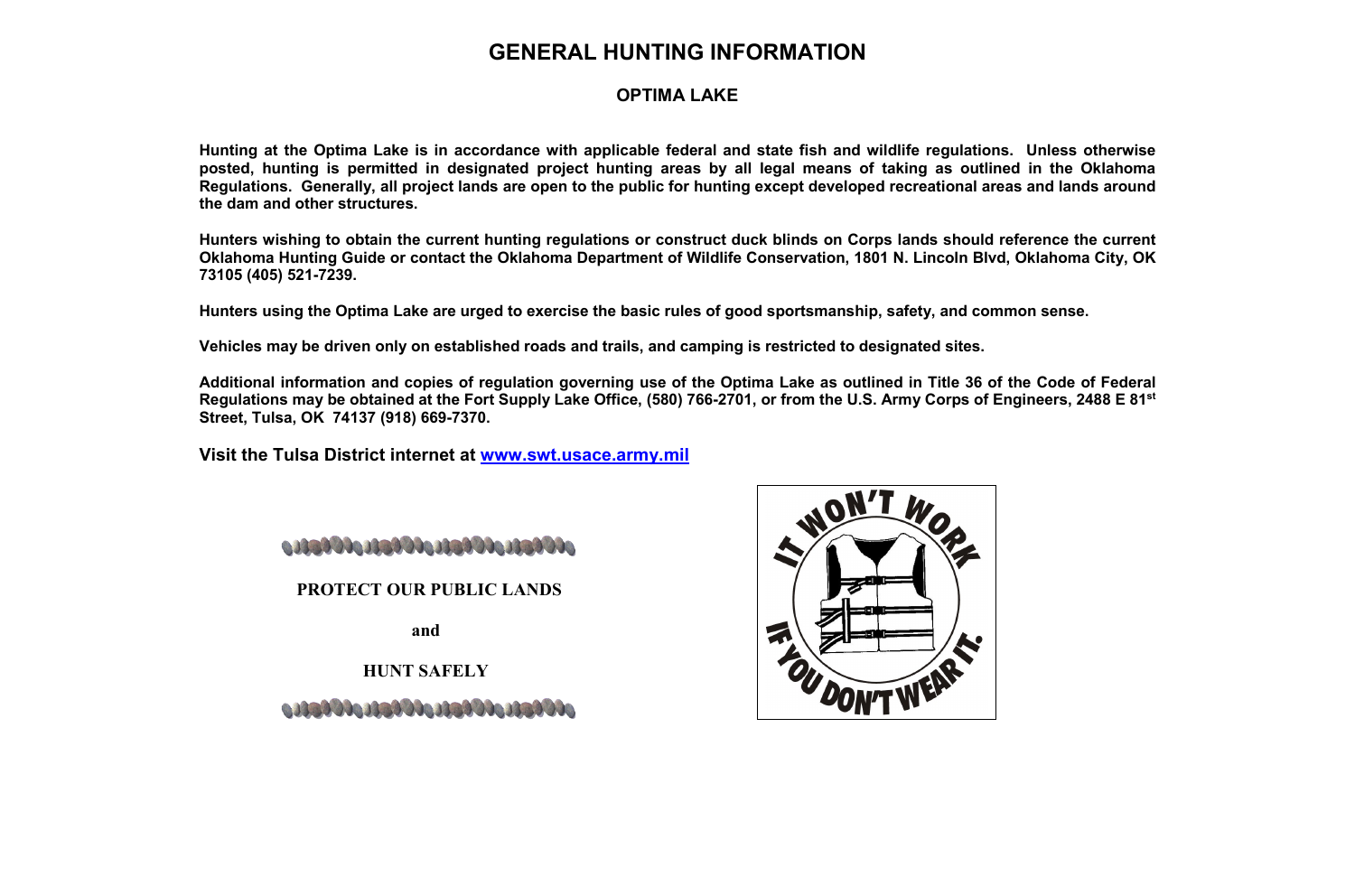# GENERAL HUNTING INFORMATION

## OPTIMA LAKE

**Hunting at the Optima Lake is in accordance with applicable federal and state fish and wildlife regulations. Unless otherwise posted, hunting is permitted in designated project hunting areas by all legal means of taking as outlined in the Oklahoma Regulations. Generally, all project lands are open to the public for hunting except developed recreational areas and lands around the dam and other structures.**

**Hunters wishing to obtain the current hunting regulations or construct duck blinds on Corps lands should reference the current Oklahoma Hunting Guide or contact the Oklahoma Department of Wildlife Conservation, 1801 N. Lincoln Blvd, Oklahoma City, OK 73105 (405) 521-7239.**

**Hunters using the Optima Lake are urged to exercise the basic rules of good sportsmanship, safety, and common sense.**

**Vehicles may be driven only on established roads and trails, and camping is restricted to designated sites.**

**Additional information and copies of regulation governing use of the Optima Lake as outlined in Title 36 of the Code of Federal Regulations may be obtained at the Fort Supply Lake Office, (580) 766-2701, or from the U.S. Army Corps of Engineers, 2488 E 81st Street, Tulsa, OK 74137 (918) 669-7370.**

**Visit the Tulsa District internet at [www.swt.usace.army.mil](http://www.swt.usace.army.mil)**

**PROTECT OUR PUBLIC LANDS**

**and**

**HUNT SAFELY**

IT WON'T WORK IF YOU DON'T WEAR IT.